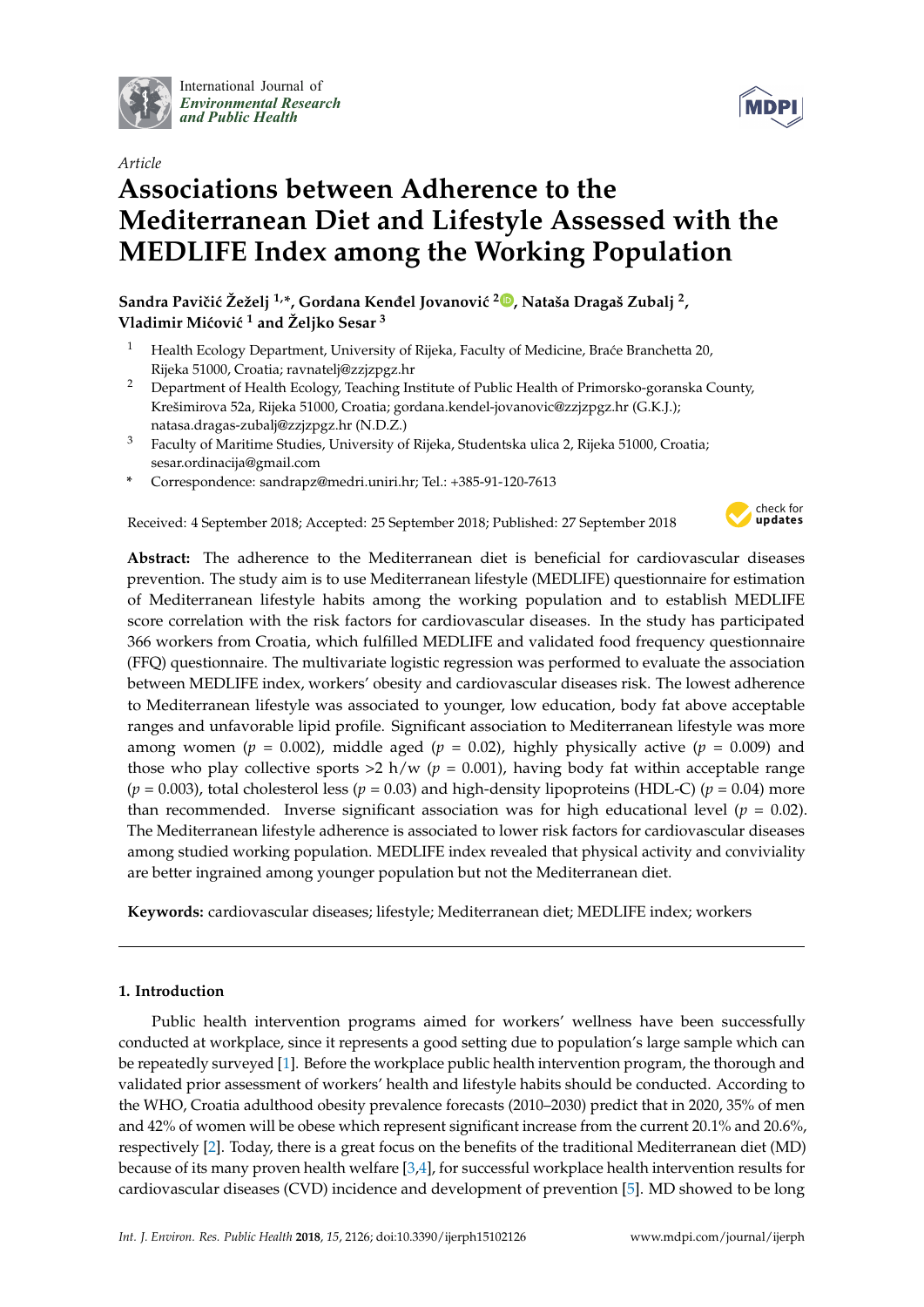International Journal of *Environmental Research and Public Health*

*Article*

# Associations between Adherence to the Mediterranean Diet and Lifestyle Assessed with the MEDLIFE Index among the Working Population

**Sandra Pavičić Žeželj [1,*], Gordana Kenđel Jovanović [2], Nataša Dragaš Zubalj [2], Vladimir Mićović [1] and Željko Sesar [3]**

1. Health Ecology Department, University of Rijeka, Faculty of Medicine, Braće Branchetta 20, Rijeka 51000, Croatia; ravnatelj@zzjzpgz.hr
2. Department of Health Ecology, Teaching Institute of Public Health of Primorsko-goranska County, Krešimirova 52a, Rijeka 51000, Croatia; gordana.kendel-jovanovic@zzjzpgz.hr (G.K.J.); natasa.dragas-zubalj@zzjzpgz.hr (N.D.Z.)
3. Faculty of Maritime Studies, University of Rijeka, Studentska ulica 2, Rijeka 51000, Croatia; sesar.ordinacija@gmail.com

\* Correspondence: sandrapz@medri.uniri.hr; Tel.: +385-91-120-7613

Received: 4 September 2018; Accepted: 25 September 2018; Published: 27 September 2018

**Abstract:** The adherence to the Mediterranean diet is beneficial for cardiovascular diseases prevention. The study aim is to use Mediterranean lifestyle (MEDLIFE) questionnaire for estimation of Mediterranean lifestyle habits among the working population and to establish MEDLIFE score correlation with the risk factors for cardiovascular diseases. In the study has participated 366 workers from Croatia, which fulfilled MEDLIFE and validated food frequency questionnaire (FFQ) questionnaire. The multivariate logistic regression was performed to evaluate the association between MEDLIFE index, workers' obesity and cardiovascular diseases risk. The lowest adherence to Mediterranean lifestyle was associated to younger, low education, body fat above acceptable ranges and unfavorable lipid profile. Significant association to Mediterranean lifestyle was more among women ($p$ = 0.002), middle aged ($p$ = 0.02), highly physically active ($p$ = 0.009) and those who play collective sports >2 h/w ($p$ = 0.001), having body fat within acceptable range ($p$ = 0.003), total cholesterol less ($p$ = 0.03) and high-density lipoproteins (HDL-C) ($p$ = 0.04) more than recommended. Inverse significant association was for high educational level ($p$ = 0.02). The Mediterranean lifestyle adherence is associated to lower risk factors for cardiovascular diseases among studied working population. MEDLIFE index revealed that physical activity and conviviality are better ingrained among younger population but not the Mediterranean diet.

**Keywords:** cardiovascular diseases; lifestyle; Mediterranean diet; MEDLIFE index; workers

## 1. Introduction

Public health intervention programs aimed for workers' wellness have been successfully conducted at workplace, since it represents a good setting due to population's large sample which can be repeatedly surveyed [1]. Before the workplace public health intervention program, the thorough and validated prior assessment of workers' health and lifestyle habits should be conducted. According to the WHO, Croatia adulthood obesity prevalence forecasts (2010–2030) predict that in 2020, 35% of men and 42% of women will be obese which represent significant increase from the current 20.1% and 20.6%, respectively [2]. Today, there is a great focus on the benefits of the traditional Mediterranean diet (MD) because of its many proven health welfare [3,4], for successful workplace health intervention results for cardiovascular diseases (CVD) incidence and development of prevention [5]. MD showed to be long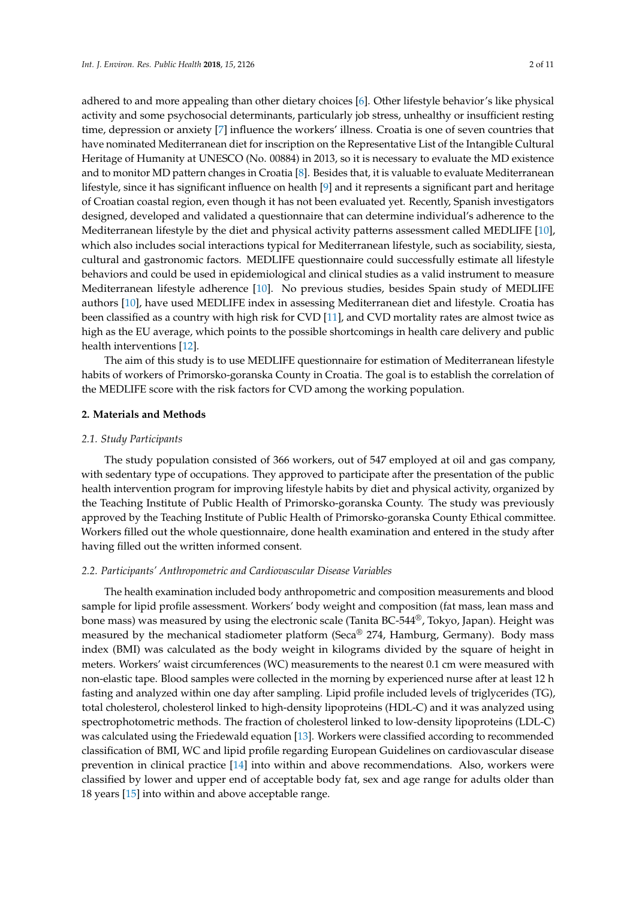adhered to and more appealing than other dietary choices [6]. Other lifestyle behavior's like physical activity and some psychosocial determinants, particularly job stress, unhealthy or insufficient resting time, depression or anxiety [7] influence the workers' illness. Croatia is one of seven countries that have nominated Mediterranean diet for inscription on the Representative List of the Intangible Cultural Heritage of Humanity at UNESCO (No. 00884) in 2013, so it is necessary to evaluate the MD existence and to monitor MD pattern changes in Croatia [8]. Besides that, it is valuable to evaluate Mediterranean lifestyle, since it has significant influence on health [9] and it represents a significant part and heritage of Croatian coastal region, even though it has not been evaluated yet. Recently, Spanish investigators designed, developed and validated a questionnaire that can determine individual's adherence to the Mediterranean lifestyle by the diet and physical activity patterns assessment called MEDLIFE [10], which also includes social interactions typical for Mediterranean lifestyle, such as sociability, siesta, cultural and gastronomic factors. MEDLIFE questionnaire could successfully estimate all lifestyle behaviors and could be used in epidemiological and clinical studies as a valid instrument to measure Mediterranean lifestyle adherence [10]. No previous studies, besides Spain study of MEDLIFE authors [10], have used MEDLIFE index in assessing Mediterranean diet and lifestyle. Croatia has been classified as a country with high risk for CVD [11], and CVD mortality rates are almost twice as high as the EU average, which points to the possible shortcomings in health care delivery and public health interventions [12].

The aim of this study is to use MEDLIFE questionnaire for estimation of Mediterranean lifestyle habits of workers of Primorsko-goranska County in Croatia. The goal is to establish the correlation of the MEDLIFE score with the risk factors for CVD among the working population.

## 2. Materials and Methods

### *2.1. Study Participants*

The study population consisted of 366 workers, out of 547 employed at oil and gas company, with sedentary type of occupations. They approved to participate after the presentation of the public health intervention program for improving lifestyle habits by diet and physical activity, organized by the Teaching Institute of Public Health of Primorsko-goranska County. The study was previously approved by the Teaching Institute of Public Health of Primorsko-goranska County Ethical committee. Workers filled out the whole questionnaire, done health examination and entered in the study after having filled out the written informed consent.

### *2.2. Participants' Anthropometric and Cardiovascular Disease Variables*

The health examination included body anthropometric and composition measurements and blood sample for lipid profile assessment. Workers' body weight and composition (fat mass, lean mass and bone mass) was measured by using the electronic scale (Tanita BC-544®, Tokyo, Japan). Height was measured by the mechanical stadiometer platform (Seca® 274, Hamburg, Germany). Body mass index (BMI) was calculated as the body weight in kilograms divided by the square of height in meters. Workers' waist circumferences (WC) measurements to the nearest 0.1 cm were measured with non-elastic tape. Blood samples were collected in the morning by experienced nurse after at least 12 h fasting and analyzed within one day after sampling. Lipid profile included levels of triglycerides (TG), total cholesterol, cholesterol linked to high-density lipoproteins (HDL-C) and it was analyzed using spectrophotometric methods. The fraction of cholesterol linked to low-density lipoproteins (LDL-C) was calculated using the Friedewald equation [13]. Workers were classified according to recommended classification of BMI, WC and lipid profile regarding European Guidelines on cardiovascular disease prevention in clinical practice [14] into within and above recommendations. Also, workers were classified by lower and upper end of acceptable body fat, sex and age range for adults older than 18 years [15] into within and above acceptable range.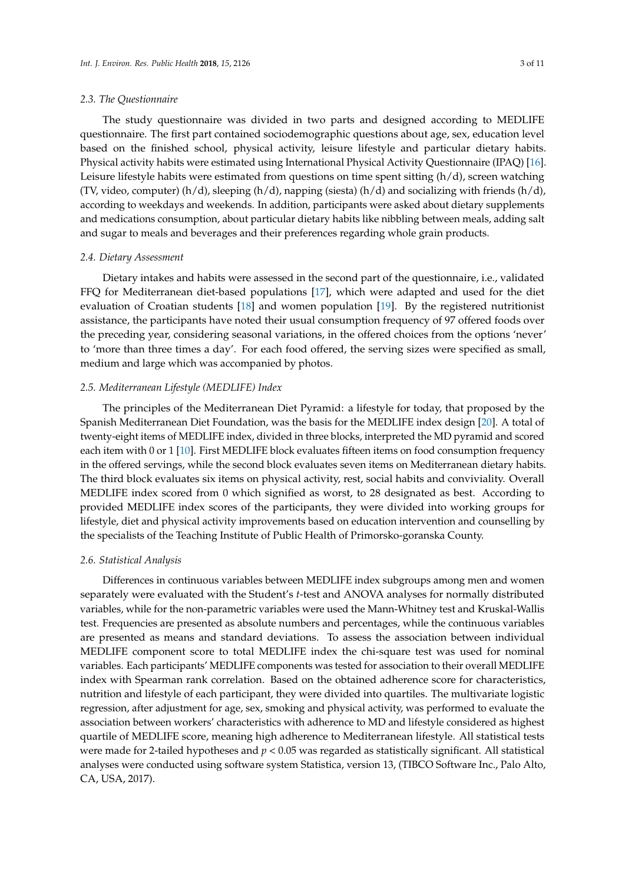### 2.3. The Questionnaire

The study questionnaire was divided in two parts and designed according to MEDLIFE questionnaire. The first part contained sociodemographic questions about age, sex, education level based on the finished school, physical activity, leisure lifestyle and particular dietary habits. Physical activity habits were estimated using International Physical Activity Questionnaire (IPAQ) [16]. Leisure lifestyle habits were estimated from questions on time spent sitting (h/d), screen watching (TV, video, computer) (h/d), sleeping (h/d), napping (siesta) (h/d) and socializing with friends (h/d), according to weekdays and weekends. In addition, participants were asked about dietary supplements and medications consumption, about particular dietary habits like nibbling between meals, adding salt and sugar to meals and beverages and their preferences regarding whole grain products.

### 2.4. Dietary Assessment

Dietary intakes and habits were assessed in the second part of the questionnaire, i.e., validated FFQ for Mediterranean diet-based populations [17], which were adapted and used for the diet evaluation of Croatian students [18] and women population [19]. By the registered nutritionist assistance, the participants have noted their usual consumption frequency of 97 offered foods over the preceding year, considering seasonal variations, in the offered choices from the options 'never' to 'more than three times a day'. For each food offered, the serving sizes were specified as small, medium and large which was accompanied by photos.

### 2.5. Mediterranean Lifestyle (MEDLIFE) Index

The principles of the Mediterranean Diet Pyramid: a lifestyle for today, that proposed by the Spanish Mediterranean Diet Foundation, was the basis for the MEDLIFE index design [20]. A total of twenty-eight items of MEDLIFE index, divided in three blocks, interpreted the MD pyramid and scored each item with 0 or 1 [10]. First MEDLIFE block evaluates fifteen items on food consumption frequency in the offered servings, while the second block evaluates seven items on Mediterranean dietary habits. The third block evaluates six items on physical activity, rest, social habits and conviviality. Overall MEDLIFE index scored from 0 which signified as worst, to 28 designated as best. According to provided MEDLIFE index scores of the participants, they were divided into working groups for lifestyle, diet and physical activity improvements based on education intervention and counselling by the specialists of the Teaching Institute of Public Health of Primorsko-goranska County.

### 2.6. Statistical Analysis

Differences in continuous variables between MEDLIFE index subgroups among men and women separately were evaluated with the Student's *t*-test and ANOVA analyses for normally distributed variables, while for the non-parametric variables were used the Mann-Whitney test and Kruskal-Wallis test. Frequencies are presented as absolute numbers and percentages, while the continuous variables are presented as means and standard deviations. To assess the association between individual MEDLIFE component score to total MEDLIFE index the chi-square test was used for nominal variables. Each participants' MEDLIFE components was tested for association to their overall MEDLIFE index with Spearman rank correlation. Based on the obtained adherence score for characteristics, nutrition and lifestyle of each participant, they were divided into quartiles. The multivariate logistic regression, after adjustment for age, sex, smoking and physical activity, was performed to evaluate the association between workers' characteristics with adherence to MD and lifestyle considered as highest quartile of MEDLIFE score, meaning high adherence to Mediterranean lifestyle. All statistical tests were made for 2-tailed hypotheses and $p < 0.05$ was regarded as statistically significant. All statistical analyses were conducted using software system Statistica, version 13, (TIBCO Software Inc., Palo Alto, CA, USA, 2017).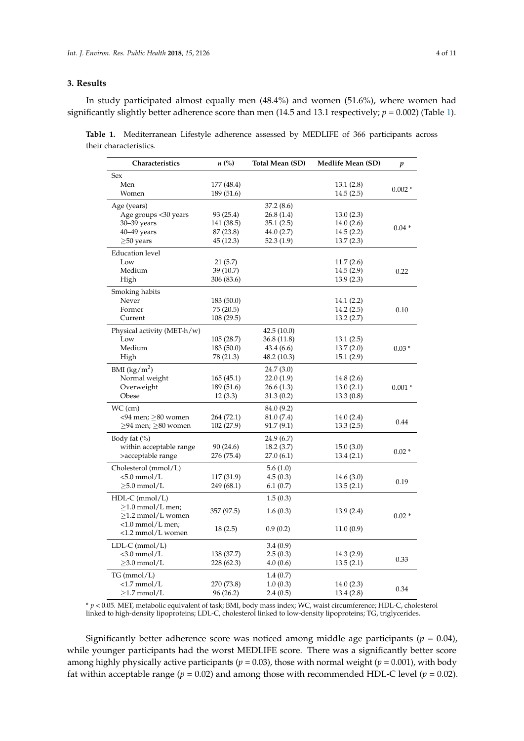## 3. Results

In study participated almost equally men (48.4%) and women (51.6%), where women had significantly slightly better adherence score than men (14.5 and 13.1 respectively; $p = 0.002$) (Table 1).

**Table 1.** Mediterranean Lifestyle adherence assessed by MEDLIFE of 366 participants across their characteristics.

| Characteristics | n (%) | Total Mean (SD) | Medlife Mean (SD) | p |
|---|---|---|---|---|
| Sex | | | | |
| Men | 177 (48.4) | | 13.1 (2.8) | 0.002 * |
| Women | 189 (51.6) | | 14.5 (2.5) | |
| Age (years) | | 37.2 (8.6) | | |
| Age groups <30 years | 93 (25.4) | 26.8 (1.4) | 13.0 (2.3) | 0.04 * |
| 30–39 years | 141 (38.5) | 35.1 (2.5) | 14.0 (2.6) | |
| 40–49 years | 87 (23.8) | 44.0 (2.7) | 14.5 (2.2) | |
| ≥50 years | 45 (12.3) | 52.3 (1.9) | 13.7 (2.3) | |
| Education level | | | | |
| Low | 21 (5.7) | | 11.7 (2.6) | 0.22 |
| Medium | 39 (10.7) | | 14.5 (2.9) | |
| High | 306 (83.6) | | 13.9 (2.3) | |
| Smoking habits | | | | |
| Never | 183 (50.0) | | 14.1 (2.2) | 0.10 |
| Former | 75 (20.5) | | 14.2 (2.5) | |
| Current | 108 (29.5) | | 13.2 (2.7) | |
| Physical activity (MET-h/w) | | 42.5 (10.0) | | |
| Low | 105 (28.7) | 36.8 (11.8) | 13.1 (2.5) | 0.03 * |
| Medium | 183 (50.0) | 43.4 (6.6) | 13.7 (2.0) | |
| High | 78 (21.3) | 48.2 (10.3) | 15.1 (2.9) | |
| BMI (kg/m$^2$) | | 24.7 (3.0) | | |
| Normal weight | 165 (45.1) | 22.0 (1.9) | 14.8 (2.6) | 0.001 * |
| Overweight | 189 (51.6) | 26.6 (1.3) | 13.0 (2.1) | |
| Obese | 12 (3.3) | 31.3 (0.2) | 13.3 (0.8) | |
| WC (cm) | | 84.0 (9.2) | | |
| <94 men; ≥80 women | 264 (72.1) | 81.0 (7.4) | 14.0 (2.4) | 0.44 |
| ≥94 men; ≥80 women | 102 (27.9) | 91.7 (9.1) | 13.3 (2.5) | |
| Body fat (%) | | 24.9 (6.7) | | |
| within acceptable range | 90 (24.6) | 18.2 (3.7) | 15.0 (3.0) | 0.02 * |
| >acceptable range | 276 (75.4) | 27.0 (6.1) | 13.4 (2.1) | |
| Cholesterol (mmol/L) | | 5.6 (1.0) | | |
| <5.0 mmol/L | 117 (31.9) | 4.5 (0.3) | 14.6 (3.0) | 0.19 |
| ≥5.0 mmol/L | 249 (68.1) | 6.1 (0.7) | 13.5 (2.1) | |
| HDL-C (mmol/L) | | 1.5 (0.3) | | |
| ≥1.0 mmol/L men; ≥1.2 mmol/L women | 357 (97.5) | 1.6 (0.3) | 13.9 (2.4) | 0.02 * |
| <1.0 mmol/L men; <1.2 mmol/L women | 18 (2.5) | 0.9 (0.2) | 11.0 (0.9) | |
| LDL-C (mmol/L) | | 3.4 (0.9) | | |
| <3.0 mmol/L | 138 (37.7) | 2.5 (0.3) | 14.3 (2.9) | 0.33 |
| ≥3.0 mmol/L | 228 (62.3) | 4.0 (0.6) | 13.5 (2.1) | |
| TG (mmol/L) | | 1.4 (0.7) | | |
| <1.7 mmol/L | 270 (73.8) | 1.0 (0.3) | 14.0 (2.3) | 0.34 |
| ≥1.7 mmol/L | 96 (26.2) | 2.4 (0.5) | 13.4 (2.8) | |

* $p < 0.05$. MET, metabolic equivalent of task; BMI, body mass index; WC, waist circumference; HDL-C, cholesterol linked to high-density lipoproteins; LDL-C, cholesterol linked to low-density lipoproteins; TG, triglycerides.

Significantly better adherence score was noticed among middle age participants ($p = 0.04$), while younger participants had the worst MEDLIFE score. There was a significantly better score among highly physically active participants ($p = 0.03$), those with normal weight ($p = 0.001$), with body fat within acceptable range ($p = 0.02$) and among those with recommended HDL-C level ($p = 0.02$).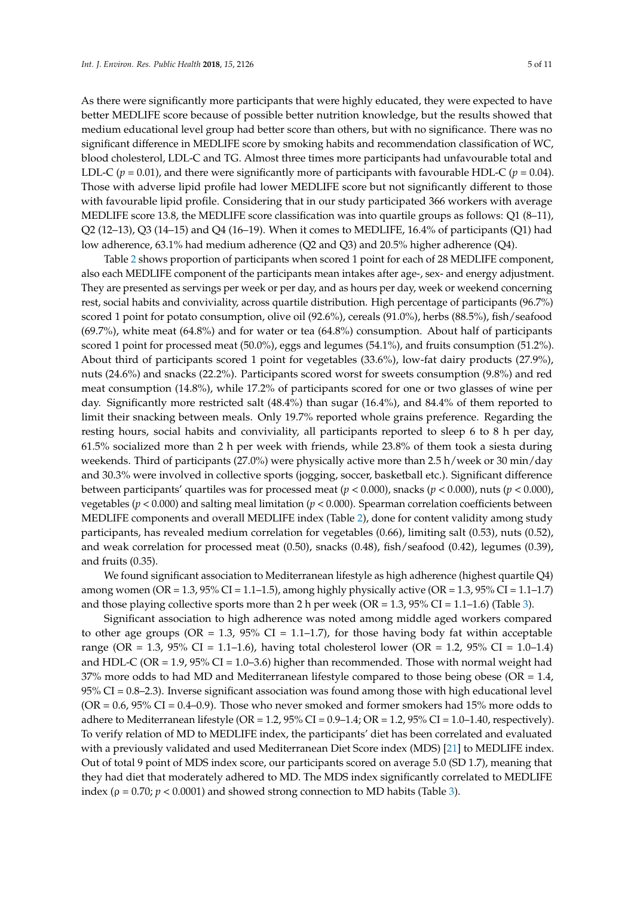As there were significantly more participants that were highly educated, they were expected to have better MEDLIFE score because of possible better nutrition knowledge, but the results showed that medium educational level group had better score than others, but with no significance. There was no significant difference in MEDLIFE score by smoking habits and recommendation classification of WC, blood cholesterol, LDL-C and TG. Almost three times more participants had unfavourable total and LDL-C ($p = 0.01$), and there were significantly more of participants with favourable HDL-C ($p = 0.04$). Those with adverse lipid profile had lower MEDLIFE score but not significantly different to those with favourable lipid profile. Considering that in our study participated 366 workers with average MEDLIFE score 13.8, the MEDLIFE score classification was into quartile groups as follows: Q1 (8–11), Q2 (12–13), Q3 (14–15) and Q4 (16–19). When it comes to MEDLIFE, 16.4% of participants (Q1) had low adherence, 63.1% had medium adherence (Q2 and Q3) and 20.5% higher adherence (Q4).

Table 2 shows proportion of participants when scored 1 point for each of 28 MEDLIFE component, also each MEDLIFE component of the participants mean intakes after age-, sex- and energy adjustment. They are presented as servings per week or per day, and as hours per day, week or weekend concerning rest, social habits and conviviality, across quartile distribution. High percentage of participants (96.7%) scored 1 point for potato consumption, olive oil (92.6%), cereals (91.0%), herbs (88.5%), fish/seafood (69.7%), white meat (64.8%) and for water or tea (64.8%) consumption. About half of participants scored 1 point for processed meat (50.0%), eggs and legumes (54.1%), and fruits consumption (51.2%). About third of participants scored 1 point for vegetables (33.6%), low-fat dairy products (27.9%), nuts (24.6%) and snacks (22.2%). Participants scored worst for sweets consumption (9.8%) and red meat consumption (14.8%), while 17.2% of participants scored for one or two glasses of wine per day. Significantly more restricted salt (48.4%) than sugar (16.4%), and 84.4% of them reported to limit their snacking between meals. Only 19.7% reported whole grains preference. Regarding the resting hours, social habits and conviviality, all participants reported to sleep 6 to 8 h per day, 61.5% socialized more than 2 h per week with friends, while 23.8% of them took a siesta during weekends. Third of participants (27.0%) were physically active more than 2.5 h/week or 30 min/day and 30.3% were involved in collective sports (jogging, soccer, basketball etc.). Significant difference between participants' quartiles was for processed meat ($p < 0.000$), snacks ($p < 0.000$), nuts ($p < 0.000$), vegetables ($p < 0.000$) and salting meal limitation ($p < 0.000$). Spearman correlation coefficients between MEDLIFE components and overall MEDLIFE index (Table 2), done for content validity among study participants, has revealed medium correlation for vegetables (0.66), limiting salt (0.53), nuts (0.52), and weak correlation for processed meat (0.50), snacks (0.48), fish/seafood (0.42), legumes (0.39), and fruits (0.35).

We found significant association to Mediterranean lifestyle as high adherence (highest quartile Q4) among women (OR = 1.3, 95% CI = 1.1–1.5), among highly physically active (OR = 1.3, 95% CI = 1.1–1.7) and those playing collective sports more than 2 h per week (OR = 1.3, 95% CI = 1.1–1.6) (Table 3).

Significant association to high adherence was noted among middle aged workers compared to other age groups (OR = 1.3, 95% CI = 1.1–1.7), for those having body fat within acceptable range (OR = 1.3, 95% CI = 1.1–1.6), having total cholesterol lower (OR = 1.2, 95% CI = 1.0–1.4) and HDL-C (OR = 1.9, 95% CI = 1.0–3.6) higher than recommended. Those with normal weight had 37% more odds to had MD and Mediterranean lifestyle compared to those being obese (OR = 1.4, 95% CI = 0.8–2.3). Inverse significant association was found among those with high educational level (OR = 0.6, 95% CI = 0.4–0.9). Those who never smoked and former smokers had 15% more odds to adhere to Mediterranean lifestyle (OR = 1.2, 95% CI = 0.9–1.4; OR = 1.2, 95% CI = 1.0–1.40, respectively). To verify relation of MD to MEDLIFE index, the participants' diet has been correlated and evaluated with a previously validated and used Mediterranean Diet Score index (MDS) [21] to MEDLIFE index. Out of total 9 point of MDS index score, our participants scored on average 5.0 (SD 1.7), meaning that they had diet that moderately adhered to MD. The MDS index significantly correlated to MEDLIFE index ($\rho = 0.70$; $p < 0.0001$) and showed strong connection to MD habits (Table 3).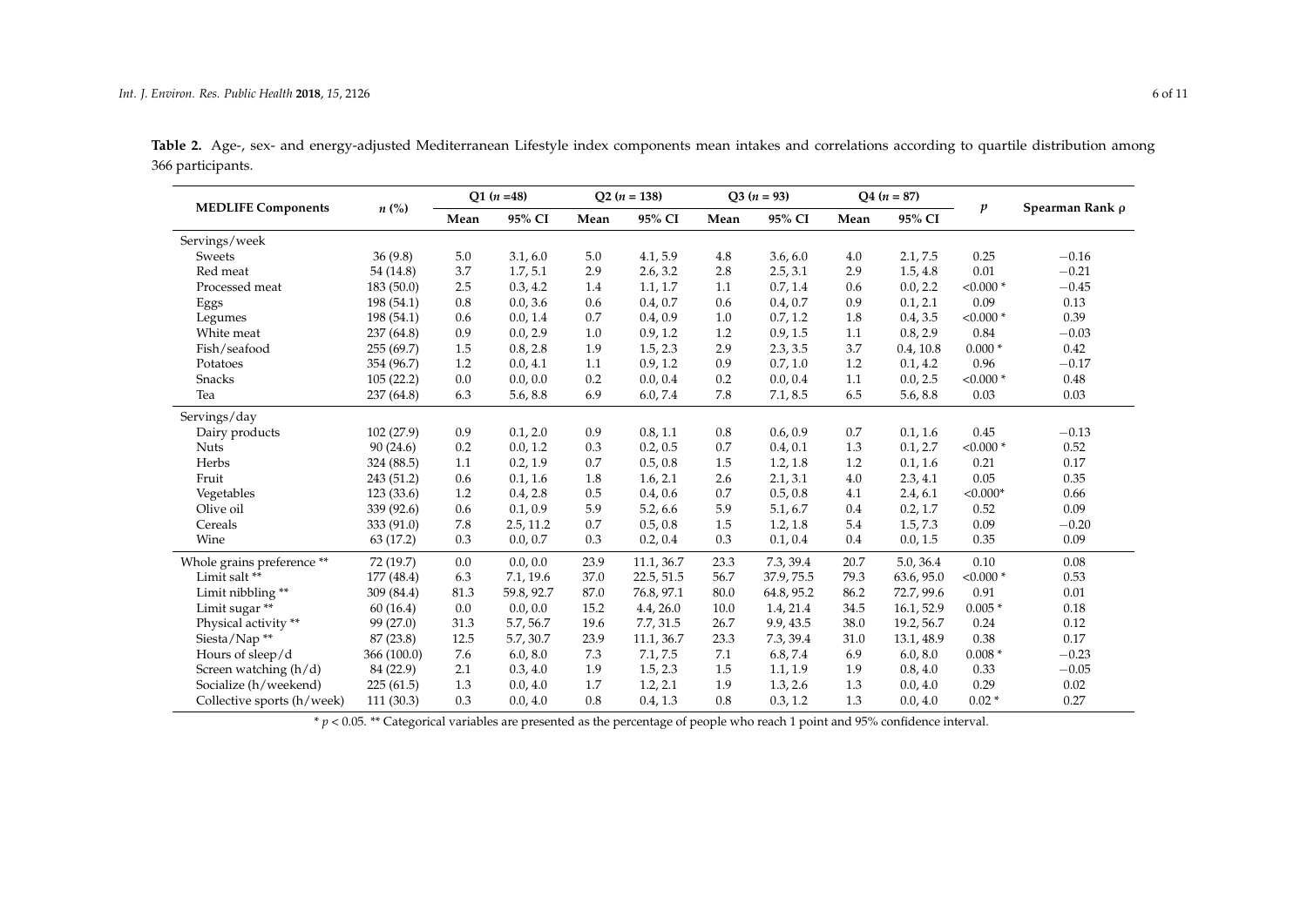**Table 2.** Age-, sex- and energy-adjusted Mediterranean Lifestyle index components mean intakes and correlations according to quartile distribution among 366 participants.

| MEDLIFE Components | $n$ (%) | Q1 ($n$ =48) | | Q2 ($n$ = 138) | | Q3 ($n$ = 93) | | Q4 ($n$ = 87) | | $p$ | Spearman Rank ρ |
|---|---|---|---|---|---|---|---|---|---|---|---|
| | | Mean | 95% CI | Mean | 95% CI | Mean | 95% CI | Mean | 95% CI | | |
| Servings/week | | | | | | | | | | | |
| Sweets | 36 (9.8) | 5.0 | 3.1, 6.0 | 5.0 | 4.1, 5.9 | 4.8 | 3.6, 6.0 | 4.0 | 2.1, 7.5 | 0.25 | −0.16 |
| Red meat | 54 (14.8) | 3.7 | 1.7, 5.1 | 2.9 | 2.6, 3.2 | 2.8 | 2.5, 3.1 | 2.9 | 1.5, 4.8 | 0.01 | −0.21 |
| Processed meat | 183 (50.0) | 2.5 | 0.3, 4.2 | 1.4 | 1.1, 1.7 | 1.1 | 0.7, 1.4 | 0.6 | 0.0, 2.2 | <0.000 * | −0.45 |
| Eggs | 198 (54.1) | 0.8 | 0.0, 3.6 | 0.6 | 0.4, 0.7 | 0.6 | 0.4, 0.7 | 0.9 | 0.1, 2.1 | 0.09 | 0.13 |
| Legumes | 198 (54.1) | 0.6 | 0.0, 1.4 | 0.7 | 0.4, 0.9 | 1.0 | 0.7, 1.2 | 1.8 | 0.4, 3.5 | <0.000 * | 0.39 |
| White meat | 237 (64.8) | 0.9 | 0.0, 2.9 | 1.0 | 0.9, 1.2 | 1.2 | 0.9, 1.5 | 1.1 | 0.8, 2.9 | 0.84 | −0.03 |
| Fish/seafood | 255 (69.7) | 1.5 | 0.8, 2.8 | 1.9 | 1.5, 2.3 | 2.9 | 2.3, 3.5 | 3.7 | 0.4, 10.8 | 0.000 * | 0.42 |
| Potatoes | 354 (96.7) | 1.2 | 0.0, 4.1 | 1.1 | 0.9, 1.2 | 0.9 | 0.7, 1.0 | 1.2 | 0.1, 4.2 | 0.96 | −0.17 |
| Snacks | 105 (22.2) | 0.0 | 0.0, 0.0 | 0.2 | 0.0, 0.4 | 0.2 | 0.0, 0.4 | 1.1 | 0.0, 2.5 | <0.000 * | 0.48 |
| Tea | 237 (64.8) | 6.3 | 5.6, 8.8 | 6.9 | 6.0, 7.4 | 7.8 | 7.1, 8.5 | 6.5 | 5.6, 8.8 | 0.03 | 0.03 |
| Servings/day | | | | | | | | | | | |
| Dairy products | 102 (27.9) | 0.9 | 0.1, 2.0 | 0.9 | 0.8, 1.1 | 0.8 | 0.6, 0.9 | 0.7 | 0.1, 1.6 | 0.45 | −0.13 |
| Nuts | 90 (24.6) | 0.2 | 0.0, 1.2 | 0.3 | 0.2, 0.5 | 0.7 | 0.4, 0.1 | 1.3 | 0.1, 2.7 | <0.000 * | 0.52 |
| Herbs | 324 (88.5) | 1.1 | 0.2, 1.9 | 0.7 | 0.5, 0.8 | 1.5 | 1.2, 1.8 | 1.2 | 0.1, 1.6 | 0.21 | 0.17 |
| Fruit | 243 (51.2) | 0.6 | 0.1, 1.6 | 1.8 | 1.6, 2.1 | 2.6 | 2.1, 3.1 | 4.0 | 2.3, 4.1 | 0.05 | 0.35 |
| Vegetables | 123 (33.6) | 1.2 | 0.4, 2.8 | 0.5 | 0.4, 0.6 | 0.7 | 0.5, 0.8 | 4.1 | 2.4, 6.1 | <0.000* | 0.66 |
| Olive oil | 339 (92.6) | 0.6 | 0.1, 0.9 | 5.9 | 5.2, 6.6 | 5.9 | 5.1, 6.7 | 0.4 | 0.2, 1.7 | 0.52 | 0.09 |
| Cereals | 333 (91.0) | 7.8 | 2.5, 11.2 | 0.7 | 0.5, 0.8 | 1.5 | 1.2, 1.8 | 5.4 | 1.5, 7.3 | 0.09 | −0.20 |
| Wine | 63 (17.2) | 0.3 | 0.0, 0.7 | 0.3 | 0.2, 0.4 | 0.3 | 0.1, 0.4 | 0.4 | 0.0, 1.5 | 0.35 | 0.09 |
| Whole grains preference ** | 72 (19.7) | 0.0 | 0.0, 0.0 | 23.9 | 11.1, 36.7 | 23.3 | 7.3, 39.4 | 20.7 | 5.0, 36.4 | 0.10 | 0.08 |
| Limit salt ** | 177 (48.4) | 6.3 | 7.1, 19.6 | 37.0 | 22.5, 51.5 | 56.7 | 37.9, 75.5 | 79.3 | 63.6, 95.0 | <0.000 * | 0.53 |
| Limit nibbling ** | 309 (84.4) | 81.3 | 59.8, 92.7 | 87.0 | 76.8, 97.1 | 80.0 | 64.8, 95.2 | 86.2 | 72.7, 99.6 | 0.91 | 0.01 |
| Limit sugar ** | 60 (16.4) | 0.0 | 0.0, 0.0 | 15.2 | 4.4, 26.0 | 10.0 | 1.4, 21.4 | 34.5 | 16.1, 52.9 | 0.005 * | 0.18 |
| Physical activity ** | 99 (27.0) | 31.3 | 5.7, 56.7 | 19.6 | 7.7, 31.5 | 26.7 | 9.9, 43.5 | 38.0 | 19.2, 56.7 | 0.24 | 0.12 |
| Siesta/Nap ** | 87 (23.8) | 12.5 | 5.7, 30.7 | 23.9 | 11.1, 36.7 | 23.3 | 7.3, 39.4 | 31.0 | 13.1, 48.9 | 0.38 | 0.17 |
| Hours of sleep/d | 366 (100.0) | 7.6 | 6.0, 8.0 | 7.3 | 7.1, 7.5 | 7.1 | 6.8, 7.4 | 6.9 | 6.0, 8.0 | 0.008 * | −0.23 |
| Screen watching (h/d) | 84 (22.9) | 2.1 | 0.3, 4.0 | 1.9 | 1.5, 2.3 | 1.5 | 1.1, 1.9 | 1.9 | 0.8, 4.0 | 0.33 | −0.05 |
| Socialize (h/weekend) | 225 (61.5) | 1.3 | 0.0, 4.0 | 1.7 | 1.2, 2.1 | 1.9 | 1.3, 2.6 | 1.3 | 0.0, 4.0 | 0.29 | 0.02 |
| Collective sports (h/week) | 111 (30.3) | 0.3 | 0.0, 4.0 | 0.8 | 0.4, 1.3 | 0.8 | 0.3, 1.2 | 1.3 | 0.0, 4.0 | 0.02 * | 0.27 |

\* $p < 0.05$. ** Categorical variables are presented as the percentage of people who reach 1 point and 95% confidence interval.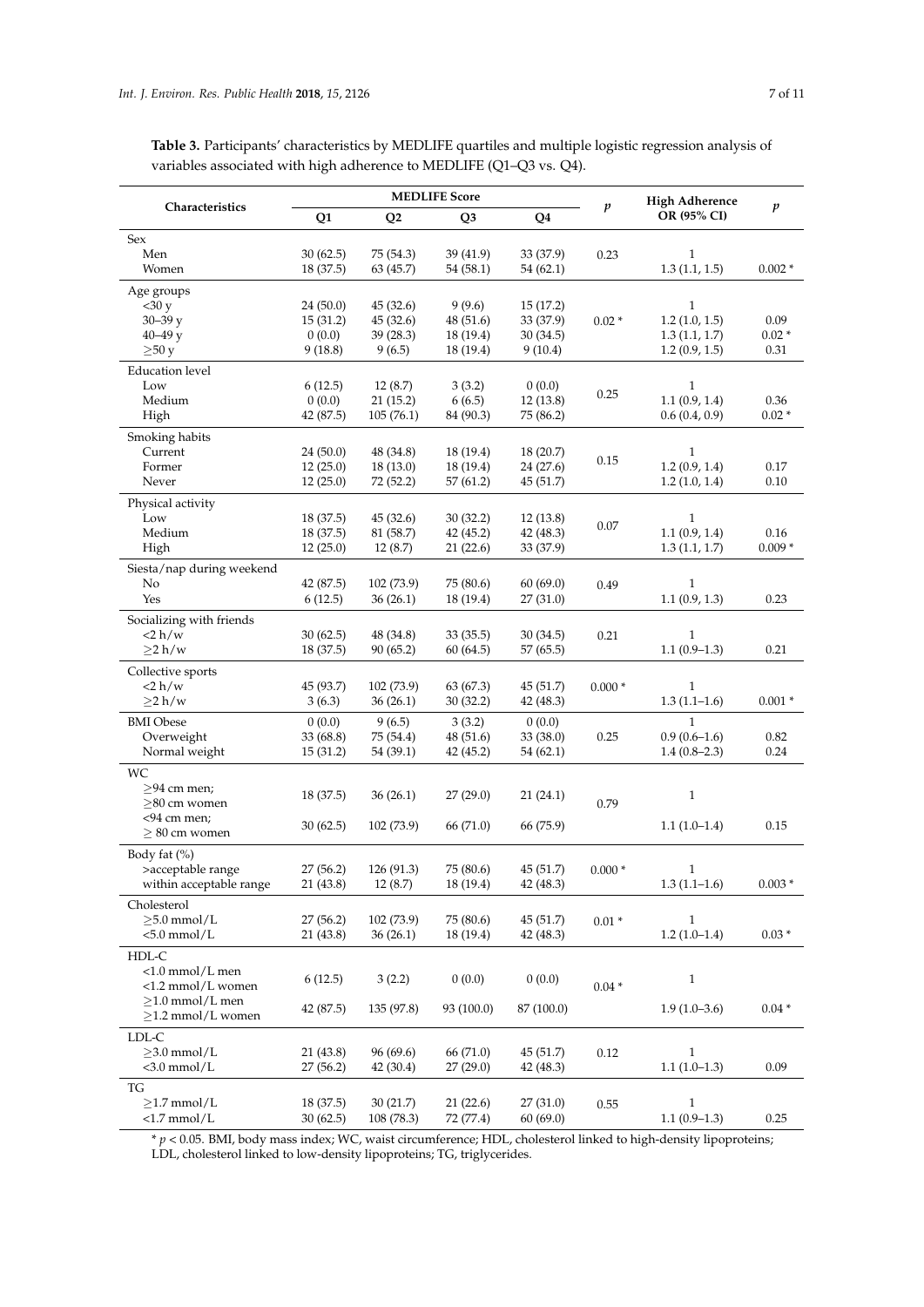**Table 3.** Participants' characteristics by MEDLIFE quartiles and multiple logistic regression analysis of variables associated with high adherence to MEDLIFE (Q1–Q3 vs. Q4).

| Characteristics | MEDLIFE Score | | | | *p* | High Adherence OR (95% CI) | *p* |
|---|---|---|---|---|---|---|---|
| | Q1 | Q2 | Q3 | Q4 | | | |
| Sex | | | | | | | |
| Men | 30 (62.5) | 75 (54.3) | 39 (41.9) | 33 (37.9) | 0.23 | 1 | |
| Women | 18 (37.5) | 63 (45.7) | 54 (58.1) | 54 (62.1) | | 1.3 (1.1, 1.5) | 0.002 * |
| Age groups | | | | | | | |
| <30 y | 24 (50.0) | 45 (32.6) | 9 (9.6) | 15 (17.2) | 0.02 * | 1 | |
| 30–39 y | 15 (31.2) | 45 (32.6) | 48 (51.6) | 33 (37.9) | | 1.2 (1.0, 1.5) | 0.09 |
| 40–49 y | 0 (0.0) | 39 (28.3) | 18 (19.4) | 30 (34.5) | | 1.3 (1.1, 1.7) | 0.02 * |
| ≥50 y | 9 (18.8) | 9 (6.5) | 18 (19.4) | 9 (10.4) | | 1.2 (0.9, 1.5) | 0.31 |
| Education level | | | | | | | |
| Low | 6 (12.5) | 12 (8.7) | 3 (3.2) | 0 (0.0) | 0.25 | 1 | |
| Medium | 0 (0.0) | 21 (15.2) | 6 (6.5) | 12 (13.8) | | 1.1 (0.9, 1.4) | 0.36 |
| High | 42 (87.5) | 105 (76.1) | 84 (90.3) | 75 (86.2) | | 0.6 (0.4, 0.9) | 0.02 * |
| Smoking habits | | | | | | | |
| Current | 24 (50.0) | 48 (34.8) | 18 (19.4) | 18 (20.7) | 0.15 | 1 | |
| Former | 12 (25.0) | 18 (13.0) | 18 (19.4) | 24 (27.6) | | 1.2 (0.9, 1.4) | 0.17 |
| Never | 12 (25.0) | 72 (52.2) | 57 (61.2) | 45 (51.7) | | 1.2 (1.0, 1.4) | 0.10 |
| Physical activity | | | | | | | |
| Low | 18 (37.5) | 45 (32.6) | 30 (32.2) | 12 (13.8) | 0.07 | 1 | |
| Medium | 18 (37.5) | 81 (58.7) | 42 (45.2) | 42 (48.3) | | 1.1 (0.9, 1.4) | 0.16 |
| High | 12 (25.0) | 12 (8.7) | 21 (22.6) | 33 (37.9) | | 1.3 (1.1, 1.7) | 0.009 * |
| Siesta/nap during weekend | | | | | | | |
| No | 42 (87.5) | 102 (73.9) | 75 (80.6) | 60 (69.0) | 0.49 | 1 | |
| Yes | 6 (12.5) | 36 (26.1) | 18 (19.4) | 27 (31.0) | | 1.1 (0.9, 1.3) | 0.23 |
| Socializing with friends | | | | | | | |
| <2 h/w | 30 (62.5) | 48 (34.8) | 33 (35.5) | 30 (34.5) | 0.21 | 1 | |
| ≥2 h/w | 18 (37.5) | 90 (65.2) | 60 (64.5) | 57 (65.5) | | 1.1 (0.9–1.3) | 0.21 |
| Collective sports | | | | | | | |
| <2 h/w | 45 (93.7) | 102 (73.9) | 63 (67.3) | 45 (51.7) | 0.000 * | 1 | |
| ≥2 h/w | 3 (6.3) | 36 (26.1) | 30 (32.2) | 42 (48.3) | | 1.3 (1.1–1.6) | 0.001 * |
| BMI Obese | 0 (0.0) | 9 (6.5) | 3 (3.2) | 0 (0.0) | 0.25 | 1 | |
| Overweight | 33 (68.8) | 75 (54.4) | 48 (51.6) | 33 (38.0) | | 0.9 (0.6–1.6) | 0.82 |
| Normal weight | 15 (31.2) | 54 (39.1) | 42 (45.2) | 54 (62.1) | | 1.4 (0.8–2.3) | 0.24 |
| WC | | | | | | | |
| ≥94 cm men; ≥80 cm women | 18 (37.5) | 36 (26.1) | 27 (29.0) | 21 (24.1) | 0.79 | 1 | |
| <94 cm men; ≥ 80 cm women | 30 (62.5) | 102 (73.9) | 66 (71.0) | 66 (75.9) | | 1.1 (1.0–1.4) | 0.15 |
| Body fat (%) | | | | | | | |
| >acceptable range | 27 (56.2) | 126 (91.3) | 75 (80.6) | 45 (51.7) | 0.000 * | 1 | |
| within acceptable range | 21 (43.8) | 12 (8.7) | 18 (19.4) | 42 (48.3) | | 1.3 (1.1–1.6) | 0.003 * |
| Cholesterol | | | | | | | |
| ≥5.0 mmol/L | 27 (56.2) | 102 (73.9) | 75 (80.6) | 45 (51.7) | 0.01 * | 1 | |
| <5.0 mmol/L | 21 (43.8) | 36 (26.1) | 18 (19.4) | 42 (48.3) | | 1.2 (1.0–1.4) | 0.03 * |
| HDL-C | | | | | | | |
| <1.0 mmol/L men <1.2 mmol/L women | 6 (12.5) | 3 (2.2) | 0 (0.0) | 0 (0.0) | 0.04 * | 1 | |
| ≥1.0 mmol/L men ≥1.2 mmol/L women | 42 (87.5) | 135 (97.8) | 93 (100.0) | 87 (100.0) | | 1.9 (1.0–3.6) | 0.04 * |
| LDL-C | | | | | | | |
| ≥3.0 mmol/L | 21 (43.8) | 96 (69.6) | 66 (71.0) | 45 (51.7) | 0.12 | 1 | |
| <3.0 mmol/L | 27 (56.2) | 42 (30.4) | 27 (29.0) | 42 (48.3) | | 1.1 (1.0–1.3) | 0.09 |
| TG | | | | | | | |
| ≥1.7 mmol/L | 18 (37.5) | 30 (21.7) | 21 (22.6) | 27 (31.0) | 0.55 | 1 | |
| <1.7 mmol/L | 30 (62.5) | 108 (78.3) | 72 (77.4) | 60 (69.0) | | 1.1 (0.9–1.3) | 0.25 |

\* $p < 0.05$. BMI, body mass index; WC, waist circumference; HDL, cholesterol linked to high-density lipoproteins; LDL, cholesterol linked to low-density lipoproteins; TG, triglycerides.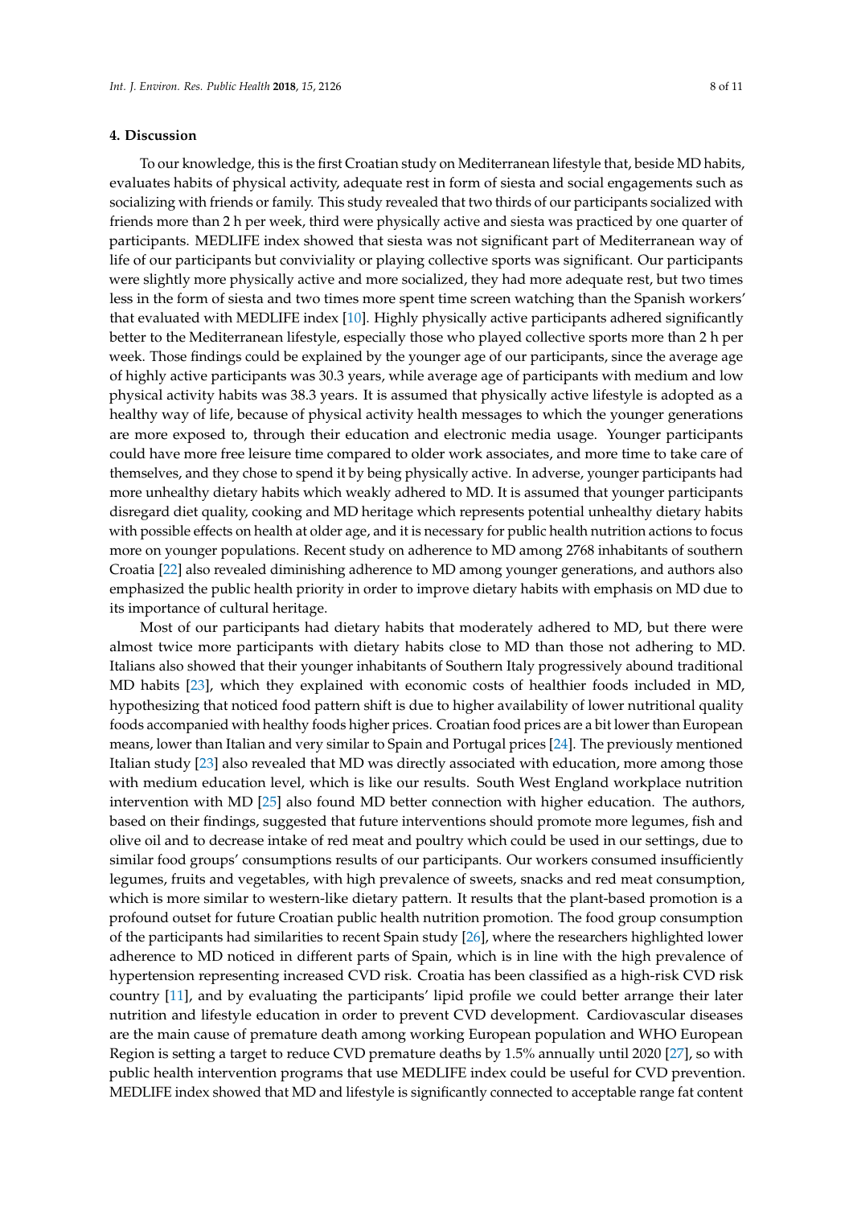## 4. Discussion

To our knowledge, this is the first Croatian study on Mediterranean lifestyle that, beside MD habits, evaluates habits of physical activity, adequate rest in form of siesta and social engagements such as socializing with friends or family. This study revealed that two thirds of our participants socialized with friends more than 2 h per week, third were physically active and siesta was practiced by one quarter of participants. MEDLIFE index showed that siesta was not significant part of Mediterranean way of life of our participants but conviviality or playing collective sports was significant. Our participants were slightly more physically active and more socialized, they had more adequate rest, but two times less in the form of siesta and two times more spent time screen watching than the Spanish workers' that evaluated with MEDLIFE index [10]. Highly physically active participants adhered significantly better to the Mediterranean lifestyle, especially those who played collective sports more than 2 h per week. Those findings could be explained by the younger age of our participants, since the average age of highly active participants was 30.3 years, while average age of participants with medium and low physical activity habits was 38.3 years. It is assumed that physically active lifestyle is adopted as a healthy way of life, because of physical activity health messages to which the younger generations are more exposed to, through their education and electronic media usage. Younger participants could have more free leisure time compared to older work associates, and more time to take care of themselves, and they chose to spend it by being physically active. In adverse, younger participants had more unhealthy dietary habits which weakly adhered to MD. It is assumed that younger participants disregard diet quality, cooking and MD heritage which represents potential unhealthy dietary habits with possible effects on health at older age, and it is necessary for public health nutrition actions to focus more on younger populations. Recent study on adherence to MD among 2768 inhabitants of southern Croatia [22] also revealed diminishing adherence to MD among younger generations, and authors also emphasized the public health priority in order to improve dietary habits with emphasis on MD due to its importance of cultural heritage.

Most of our participants had dietary habits that moderately adhered to MD, but there were almost twice more participants with dietary habits close to MD than those not adhering to MD. Italians also showed that their younger inhabitants of Southern Italy progressively abound traditional MD habits [23], which they explained with economic costs of healthier foods included in MD, hypothesizing that noticed food pattern shift is due to higher availability of lower nutritional quality foods accompanied with healthy foods higher prices. Croatian food prices are a bit lower than European means, lower than Italian and very similar to Spain and Portugal prices [24]. The previously mentioned Italian study [23] also revealed that MD was directly associated with education, more among those with medium education level, which is like our results. South West England workplace nutrition intervention with MD [25] also found MD better connection with higher education. The authors, based on their findings, suggested that future interventions should promote more legumes, fish and olive oil and to decrease intake of red meat and poultry which could be used in our settings, due to similar food groups' consumptions results of our participants. Our workers consumed insufficiently legumes, fruits and vegetables, with high prevalence of sweets, snacks and red meat consumption, which is more similar to western-like dietary pattern. It results that the plant-based promotion is a profound outset for future Croatian public health nutrition promotion. The food group consumption of the participants had similarities to recent Spain study [26], where the researchers highlighted lower adherence to MD noticed in different parts of Spain, which is in line with the high prevalence of hypertension representing increased CVD risk. Croatia has been classified as a high-risk CVD risk country [11], and by evaluating the participants' lipid profile we could better arrange their later nutrition and lifestyle education in order to prevent CVD development. Cardiovascular diseases are the main cause of premature death among working European population and WHO European Region is setting a target to reduce CVD premature deaths by 1.5% annually until 2020 [27], so with public health intervention programs that use MEDLIFE index could be useful for CVD prevention. MEDLIFE index showed that MD and lifestyle is significantly connected to acceptable range fat content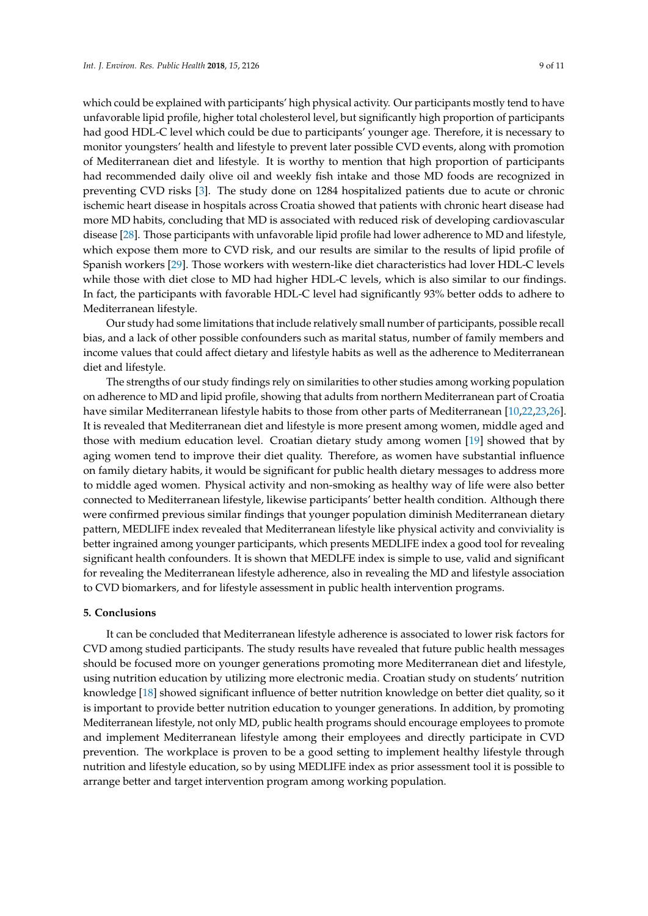which could be explained with participants' high physical activity. Our participants mostly tend to have unfavorable lipid profile, higher total cholesterol level, but significantly high proportion of participants had good HDL-C level which could be due to participants' younger age. Therefore, it is necessary to monitor youngsters' health and lifestyle to prevent later possible CVD events, along with promotion of Mediterranean diet and lifestyle. It is worthy to mention that high proportion of participants had recommended daily olive oil and weekly fish intake and those MD foods are recognized in preventing CVD risks [3]. The study done on 1284 hospitalized patients due to acute or chronic ischemic heart disease in hospitals across Croatia showed that patients with chronic heart disease had more MD habits, concluding that MD is associated with reduced risk of developing cardiovascular disease [28]. Those participants with unfavorable lipid profile had lower adherence to MD and lifestyle, which expose them more to CVD risk, and our results are similar to the results of lipid profile of Spanish workers [29]. Those workers with western-like diet characteristics had lover HDL-C levels while those with diet close to MD had higher HDL-C levels, which is also similar to our findings. In fact, the participants with favorable HDL-C level had significantly 93% better odds to adhere to Mediterranean lifestyle.

Our study had some limitations that include relatively small number of participants, possible recall bias, and a lack of other possible confounders such as marital status, number of family members and income values that could affect dietary and lifestyle habits as well as the adherence to Mediterranean diet and lifestyle.

The strengths of our study findings rely on similarities to other studies among working population on adherence to MD and lipid profile, showing that adults from northern Mediterranean part of Croatia have similar Mediterranean lifestyle habits to those from other parts of Mediterranean [10,22,23,26]. It is revealed that Mediterranean diet and lifestyle is more present among women, middle aged and those with medium education level. Croatian dietary study among women [19] showed that by aging women tend to improve their diet quality. Therefore, as women have substantial influence on family dietary habits, it would be significant for public health dietary messages to address more to middle aged women. Physical activity and non-smoking as healthy way of life were also better connected to Mediterranean lifestyle, likewise participants' better health condition. Although there were confirmed previous similar findings that younger population diminish Mediterranean dietary pattern, MEDLIFE index revealed that Mediterranean lifestyle like physical activity and conviviality is better ingrained among younger participants, which presents MEDLIFE index a good tool for revealing significant health confounders. It is shown that MEDLFE index is simple to use, valid and significant for revealing the Mediterranean lifestyle adherence, also in revealing the MD and lifestyle association to CVD biomarkers, and for lifestyle assessment in public health intervention programs.

## 5. Conclusions

It can be concluded that Mediterranean lifestyle adherence is associated to lower risk factors for CVD among studied participants. The study results have revealed that future public health messages should be focused more on younger generations promoting more Mediterranean diet and lifestyle, using nutrition education by utilizing more electronic media. Croatian study on students' nutrition knowledge [18] showed significant influence of better nutrition knowledge on better diet quality, so it is important to provide better nutrition education to younger generations. In addition, by promoting Mediterranean lifestyle, not only MD, public health programs should encourage employees to promote and implement Mediterranean lifestyle among their employees and directly participate in CVD prevention. The workplace is proven to be a good setting to implement healthy lifestyle through nutrition and lifestyle education, so by using MEDLIFE index as prior assessment tool it is possible to arrange better and target intervention program among working population.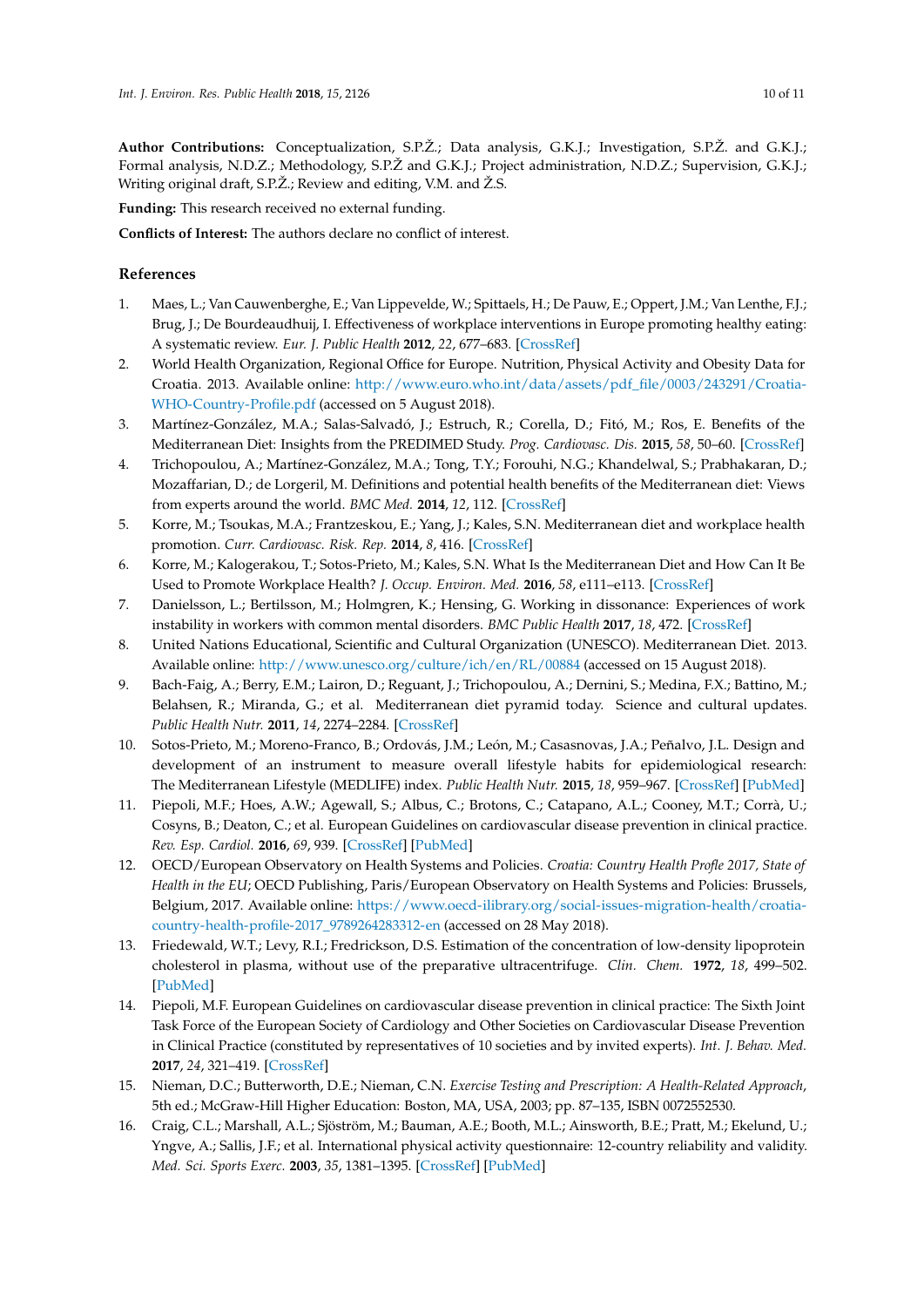**Author Contributions:** Conceptualization, S.P.Ž.; Data analysis, G.K.J.; Investigation, S.P.Ž. and G.K.J.; Formal analysis, N.D.Z.; Methodology, S.P.Ž and G.K.J.; Project administration, N.D.Z.; Supervision, G.K.J.; Writing original draft, S.P.Ž.; Review and editing, V.M. and Ž.S.

**Funding:** This research received no external funding.

**Conflicts of Interest:** The authors declare no conflict of interest.

## References

1. Maes, L.; Van Cauwenberghe, E.; Van Lippevelde, W.; Spittaels, H.; De Pauw, E.; Oppert, J.M.; Van Lenthe, F.J.; Brug, J.; De Bourdeaudhuij, I. Effectiveness of workplace interventions in Europe promoting healthy eating: A systematic review. *Eur. J. Public Health* **2012**, *22*, 677–683. [CrossRef]
2. World Health Organization, Regional Office for Europe. Nutrition, Physical Activity and Obesity Data for Croatia. 2013. Available online: http://www.euro.who.int/data/assets/pdf_file/0003/243291/Croatia-WHO-Country-Profile.pdf (accessed on 5 August 2018).
3. Martínez-González, M.A.; Salas-Salvadó, J.; Estruch, R.; Corella, D.; Fitó, M.; Ros, E. Benefits of the Mediterranean Diet: Insights from the PREDIMED Study. *Prog. Cardiovasc. Dis.* **2015**, *58*, 50–60. [CrossRef]
4. Trichopoulou, A.; Martínez-González, M.A.; Tong, T.Y.; Forouhi, N.G.; Khandelwal, S.; Prabhakaran, D.; Mozaffarian, D.; de Lorgeril, M. Definitions and potential health benefits of the Mediterranean diet: Views from experts around the world. *BMC Med.* **2014**, *12*, 112. [CrossRef]
5. Korre, M.; Tsoukas, M.A.; Frantzeskou, E.; Yang, J.; Kales, S.N. Mediterranean diet and workplace health promotion. *Curr. Cardiovasc. Risk. Rep.* **2014**, *8*, 416. [CrossRef]
6. Korre, M.; Kalogerakou, T.; Sotos-Prieto, M.; Kales, S.N. What Is the Mediterranean Diet and How Can It Be Used to Promote Workplace Health? *J. Occup. Environ. Med.* **2016**, *58*, e111–e113. [CrossRef]
7. Danielsson, L.; Bertilsson, M.; Holmgren, K.; Hensing, G. Working in dissonance: Experiences of work instability in workers with common mental disorders. *BMC Public Health* **2017**, *18*, 472. [CrossRef]
8. United Nations Educational, Scientific and Cultural Organization (UNESCO). Mediterranean Diet. 2013. Available online: http://www.unesco.org/culture/ich/en/RL/00884 (accessed on 15 August 2018).
9. Bach-Faig, A.; Berry, E.M.; Lairon, D.; Reguant, J.; Trichopoulou, A.; Dernini, S.; Medina, F.X.; Battino, M.; Belahsen, R.; Miranda, G.; et al. Mediterranean diet pyramid today. Science and cultural updates. *Public Health Nutr.* **2011**, *14*, 2274–2284. [CrossRef]
10. Sotos-Prieto, M.; Moreno-Franco, B.; Ordovás, J.M.; León, M.; Casasnovas, J.A.; Peñalvo, J.L. Design and development of an instrument to measure overall lifestyle habits for epidemiological research: The Mediterranean Lifestyle (MEDLIFE) index. *Public Health Nutr.* **2015**, *18*, 959–967. [CrossRef] [PubMed]
11. Piepoli, M.F.; Hoes, A.W.; Agewall, S.; Albus, C.; Brotons, C.; Catapano, A.L.; Cooney, M.T.; Corrà, U.; Cosyns, B.; Deaton, C.; et al. European Guidelines on cardiovascular disease prevention in clinical practice. *Rev. Esp. Cardiol.* **2016**, *69*, 939. [CrossRef] [PubMed]
12. OECD/European Observatory on Health Systems and Policies. *Croatia: Country Health Profle 2017, State of Health in the EU*; OECD Publishing, Paris/European Observatory on Health Systems and Policies: Brussels, Belgium, 2017. Available online: https://www.oecd-ilibrary.org/social-issues-migration-health/croatia-country-health-profile-2017_9789264283312-en (accessed on 28 May 2018).
13. Friedewald, W.T.; Levy, R.I.; Fredrickson, D.S. Estimation of the concentration of low-density lipoprotein cholesterol in plasma, without use of the preparative ultracentrifuge. *Clin. Chem.* **1972**, *18*, 499–502. [PubMed]
14. Piepoli, M.F. European Guidelines on cardiovascular disease prevention in clinical practice: The Sixth Joint Task Force of the European Society of Cardiology and Other Societies on Cardiovascular Disease Prevention in Clinical Practice (constituted by representatives of 10 societies and by invited experts). *Int. J. Behav. Med.* **2017**, *24*, 321–419. [CrossRef]
15. Nieman, D.C.; Butterworth, D.E.; Nieman, C.N. *Exercise Testing and Prescription: A Health-Related Approach*, 5th ed.; McGraw-Hill Higher Education: Boston, MA, USA, 2003; pp. 87–135, ISBN 0072552530.
16. Craig, C.L.; Marshall, A.L.; Sjöström, M.; Bauman, A.E.; Booth, M.L.; Ainsworth, B.E.; Pratt, M.; Ekelund, U.; Yngve, A.; Sallis, J.F.; et al. International physical activity questionnaire: 12-country reliability and validity. *Med. Sci. Sports Exerc.* **2003**, *35*, 1381–1395. [CrossRef] [PubMed]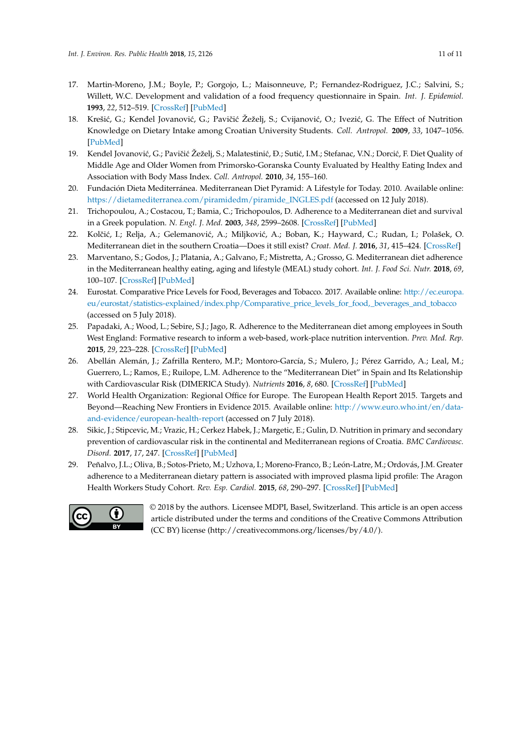17. Martin-Moreno, J.M.; Boyle, P.; Gorgojo, L.; Maisonneuve, P.; Fernandez-Rodriguez, J.C.; Salvini, S.; Willett, W.C. Development and validation of a food frequency questionnaire in Spain. *Int. J. Epidemiol.* **1993**, *22*, 512–519. [CrossRef] [PubMed]
18. Krešić, G.; Kenđel Jovanović, G.; Pavičić Žeželj, S.; Cvijanović, O.; Ivezić, G. The Effect of Nutrition Knowledge on Dietary Intake among Croatian University Students. *Coll. Antropol.* **2009**, *33*, 1047–1056. [PubMed]
19. Kenđel Jovanović, G.; Pavičić Žeželj, S.; Malatestinić, Đ.; Sutić, I.M.; Stefanac, V.N.; Dorcić, F. Diet Quality of Middle Age and Older Women from Primorsko-Goranska County Evaluated by Healthy Eating Index and Association with Body Mass Index. *Coll. Antropol.* **2010**, *34*, 155–160.
20. Fundación Dieta Mediterránea. Mediterranean Diet Pyramid: A Lifestyle for Today. 2010. Available online: https://dietamediterranea.com/piramidedm/piramide_INGLES.pdf (accessed on 12 July 2018).
21. Trichopoulou, A.; Costacou, T.; Bamia, C.; Trichopoulos, D. Adherence to a Mediterranean diet and survival in a Greek population. *N. Engl. J. Med.* **2003**, *348*, 2599–2608. [CrossRef] [PubMed]
22. Kolčić, I.; Relja, A.; Gelemanović, A.; Miljković, A.; Boban, K.; Hayward, C.; Rudan, I.; Polašek, O. Mediterranean diet in the southern Croatia—Does it still exist? *Croat. Med. J.* **2016**, *31*, 415–424. [CrossRef]
23. Marventano, S.; Godos, J.; Platania, A.; Galvano, F.; Mistretta, A.; Grosso, G. Mediterranean diet adherence in the Mediterranean healthy eating, aging and lifestyle (MEAL) study cohort. *Int. J. Food Sci. Nutr.* **2018**, *69*, 100–107. [CrossRef] [PubMed]
24. Eurostat. Comparative Price Levels for Food, Beverages and Tobacco. 2017. Available online: http://ec.europa.eu/eurostat/statistics-explained/index.php/Comparative_price_levels_for_food,_beverages_and_tobacco (accessed on 5 July 2018).
25. Papadaki, A.; Wood, L.; Sebire, S.J.; Jago, R. Adherence to the Mediterranean diet among employees in South West England: Formative research to inform a web-based, work-place nutrition intervention. *Prev. Med. Rep.* **2015**, *29*, 223–228. [CrossRef] [PubMed]
26. Abellán Alemán, J.; Zafrilla Rentero, M.P.; Montoro-García, S.; Mulero, J.; Pérez Garrido, A.; Leal, M.; Guerrero, L.; Ramos, E.; Ruilope, L.M. Adherence to the "Mediterranean Diet" in Spain and Its Relationship with Cardiovascular Risk (DIMERICA Study). *Nutrients* **2016**, *8*, 680. [CrossRef] [PubMed]
27. World Health Organization: Regional Office for Europe. The European Health Report 2015. Targets and Beyond—Reaching New Frontiers in Evidence 2015. Available online: http://www.euro.who.int/en/data-and-evidence/european-health-report (accessed on 7 July 2018).
28. Sikic, J.; Stipcevic, M.; Vrazic, H.; Cerkez Habek, J.; Margetic, E.; Gulin, D. Nutrition in primary and secondary prevention of cardiovascular risk in the continental and Mediterranean regions of Croatia. *BMC Cardiovasc. Disord.* **2017**, *17*, 247. [CrossRef] [PubMed]
29. Peñalvo, J.L.; Oliva, B.; Sotos-Prieto, M.; Uzhova, I.; Moreno-Franco, B.; León-Latre, M.; Ordovás, J.M. Greater adherence to a Mediterranean dietary pattern is associated with improved plasma lipid profile: The Aragon Health Workers Study Cohort. *Rev. Esp. Cardiol.* **2015**, *68*, 290–297. [CrossRef] [PubMed]

© 2018 by the authors. Licensee MDPI, Basel, Switzerland. This article is an open access article distributed under the terms and conditions of the Creative Commons Attribution (CC BY) license (http://creativecommons.org/licenses/by/4.0/).